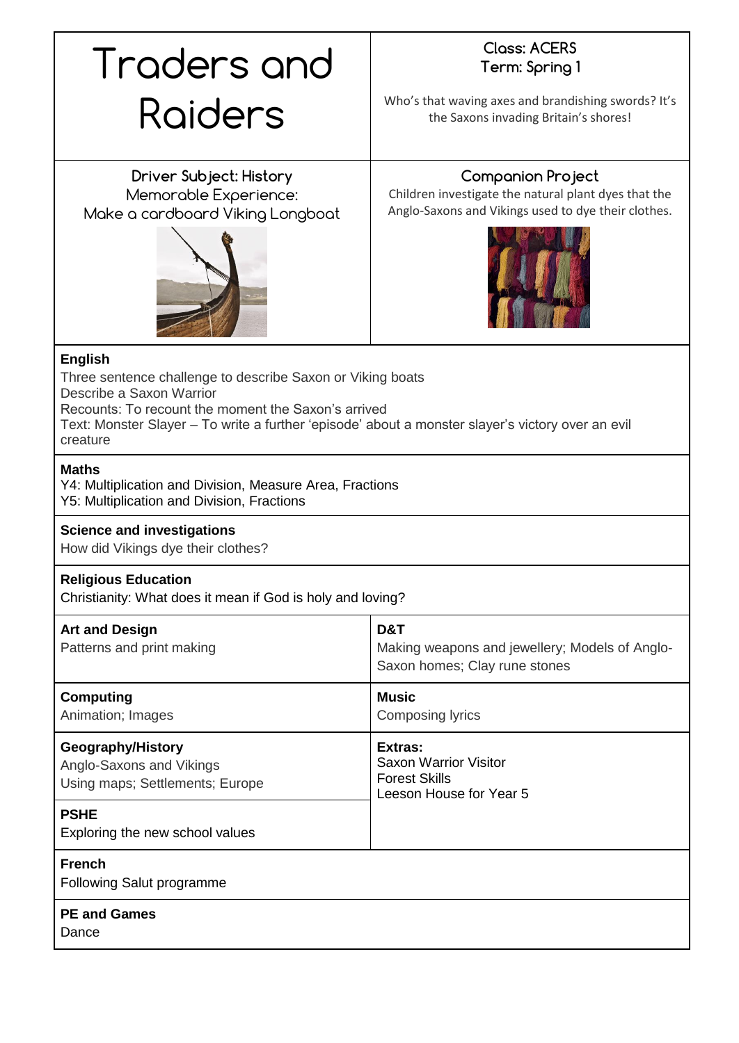# Traders and Raiders

**Class: ACERS**
**Term: Spring 1**

Who's that waving axes and brandishing swords? It's the Saxons invading Britain's shores!

**Driver Subject: History**
Memorable Experience:
Make a cardboard Viking Longboat

**Companion Project**
Children investigate the natural plant dyes that the Anglo-Saxons and Vikings used to dye their clothes.

**English**
Three sentence challenge to describe Saxon or Viking boats
Describe a Saxon Warrior
Recounts: To recount the moment the Saxon's arrived
Text: Monster Slayer – To write a further 'episode' about a monster slayer's victory over an evil creature

**Maths**
Y4: Multiplication and Division, Measure Area, Fractions
Y5: Multiplication and Division, Fractions

**Science and investigations**
How did Vikings dye their clothes?

**Religious Education**
Christianity: What does it mean if God is holy and loving?

**Art and Design**
Patterns and print making

**D&T**
Making weapons and jewellery; Models of Anglo-Saxon homes; Clay rune stones

**Computing**
Animation; Images

**Music**
Composing lyrics

**Geography/History**
Anglo-Saxons and Vikings
Using maps; Settlements; Europe

**Extras:**
Saxon Warrior Visitor
Forest Skills
Leeson House for Year 5

**PSHE**
Exploring the new school values

**French**
Following Salut programme

**PE and Games**
Dance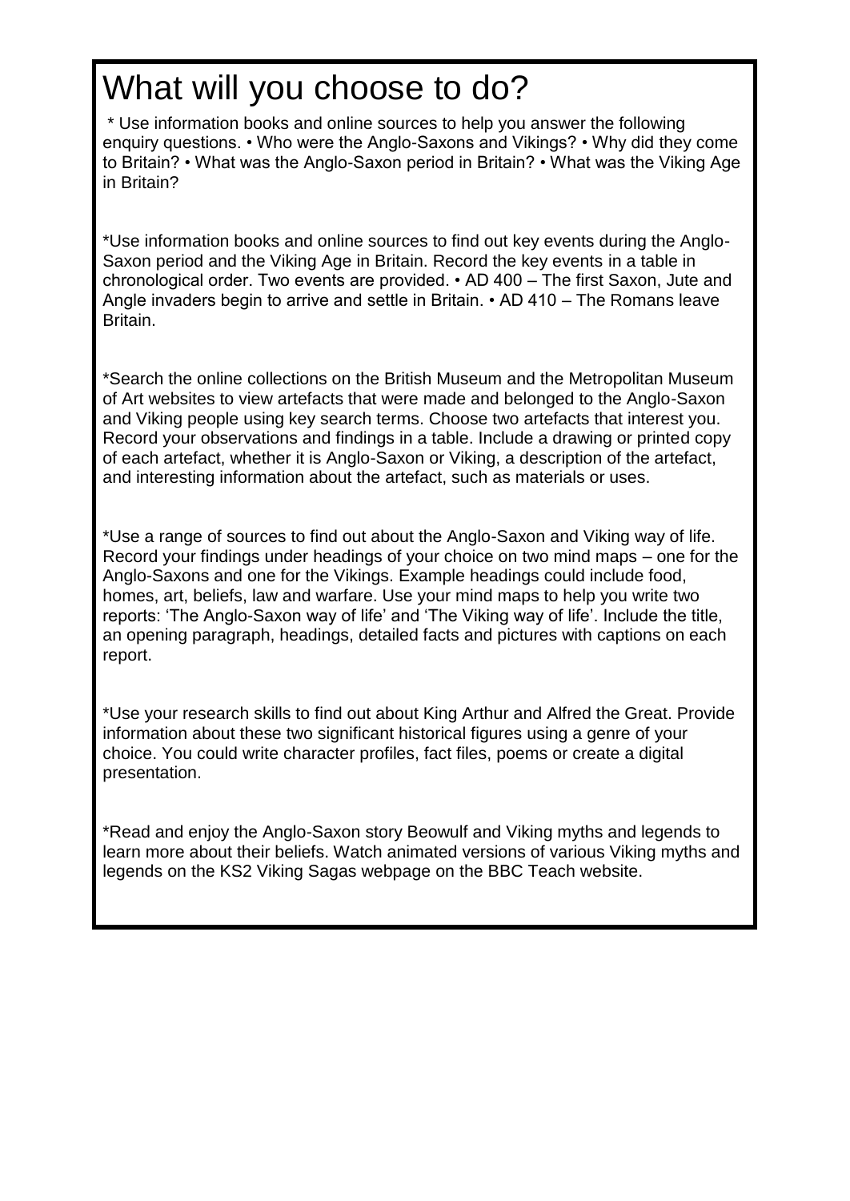# What will you choose to do?

* Use information books and online sources to help you answer the following enquiry questions. • Who were the Anglo-Saxons and Vikings? • Why did they come to Britain? • What was the Anglo-Saxon period in Britain? • What was the Viking Age in Britain?

*Use information books and online sources to find out key events during the Anglo-Saxon period and the Viking Age in Britain. Record the key events in a table in chronological order. Two events are provided. • AD 400 – The first Saxon, Jute and Angle invaders begin to arrive and settle in Britain. • AD 410 – The Romans leave Britain.

*Search the online collections on the British Museum and the Metropolitan Museum of Art websites to view artefacts that were made and belonged to the Anglo-Saxon and Viking people using key search terms. Choose two artefacts that interest you. Record your observations and findings in a table. Include a drawing or printed copy of each artefact, whether it is Anglo-Saxon or Viking, a description of the artefact, and interesting information about the artefact, such as materials or uses.

*Use a range of sources to find out about the Anglo-Saxon and Viking way of life. Record your findings under headings of your choice on two mind maps – one for the Anglo-Saxons and one for the Vikings. Example headings could include food, homes, art, beliefs, law and warfare. Use your mind maps to help you write two reports: 'The Anglo-Saxon way of life' and 'The Viking way of life'. Include the title, an opening paragraph, headings, detailed facts and pictures with captions on each report.

*Use your research skills to find out about King Arthur and Alfred the Great. Provide information about these two significant historical figures using a genre of your choice. You could write character profiles, fact files, poems or create a digital presentation.

*Read and enjoy the Anglo-Saxon story Beowulf and Viking myths and legends to learn more about their beliefs. Watch animated versions of various Viking myths and legends on the KS2 Viking Sagas webpage on the BBC Teach website.